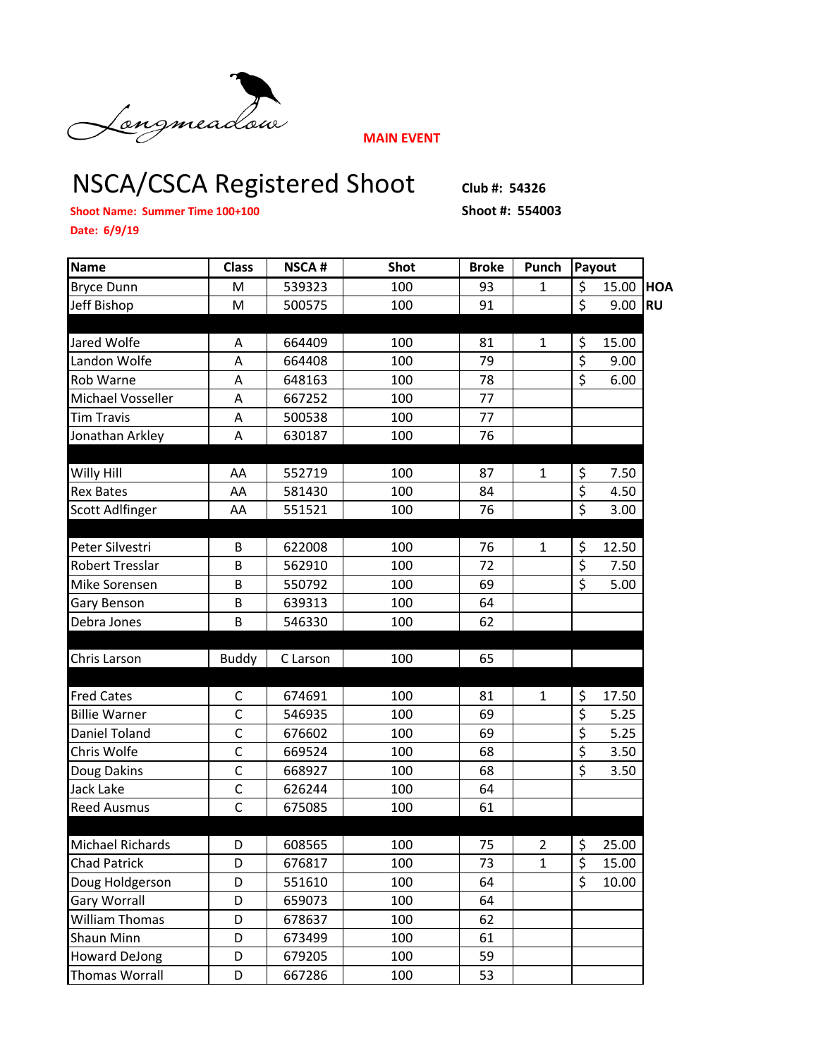Longmeadow

**MAIN EVENT**

# NSCA/CSCA Registered Shoot

**Club #: 54326**

**Shoot Name: Summer Time 100+100**

**Shoot #: 554003**

**Date: 6/9/19**

| Name | Class | NSCA # | Shot | Broke | Punch | Payout | |
|---|---|---|---|---|---|---|---|
| Bryce Dunn | M | 539323 | 100 | 93 | 1 | $ 15.00 | HOA |
| Jeff Bishop | M | 500575 | 100 | 91 | | $ 9.00 | RU |
| | | | | | | | |
| Jared Wolfe | A | 664409 | 100 | 81 | 1 | $ 15.00 | |
| Landon Wolfe | A | 664408 | 100 | 79 | | $ 9.00 | |
| Rob Warne | A | 648163 | 100 | 78 | | $ 6.00 | |
| Michael Vosseller | A | 667252 | 100 | 77 | | | |
| Tim Travis | A | 500538 | 100 | 77 | | | |
| Jonathan Arkley | A | 630187 | 100 | 76 | | | |
| | | | | | | | |
| Willy Hill | AA | 552719 | 100 | 87 | 1 | $ 7.50 | |
| Rex Bates | AA | 581430 | 100 | 84 | | $ 4.50 | |
| Scott Adlfinger | AA | 551521 | 100 | 76 | | $ 3.00 | |
| | | | | | | | |
| Peter Silvestri | B | 622008 | 100 | 76 | 1 | $ 12.50 | |
| Robert Tresslar | B | 562910 | 100 | 72 | | $ 7.50 | |
| Mike Sorensen | B | 550792 | 100 | 69 | | $ 5.00 | |
| Gary Benson | B | 639313 | 100 | 64 | | | |
| Debra Jones | B | 546330 | 100 | 62 | | | |
| | | | | | | | |
| Chris Larson | Buddy | C Larson | 100 | 65 | | | |
| | | | | | | | |
| Fred Cates | C | 674691 | 100 | 81 | 1 | $ 17.50 | |
| Billie Warner | C | 546935 | 100 | 69 | | $ 5.25 | |
| Daniel Toland | C | 676602 | 100 | 69 | | $ 5.25 | |
| Chris Wolfe | C | 669524 | 100 | 68 | | $ 3.50 | |
| Doug Dakins | C | 668927 | 100 | 68 | | $ 3.50 | |
| Jack Lake | C | 626244 | 100 | 64 | | | |
| Reed Ausmus | C | 675085 | 100 | 61 | | | |
| | | | | | | | |
| Michael Richards | D | 608565 | 100 | 75 | 2 | $ 25.00 | |
| Chad Patrick | D | 676817 | 100 | 73 | 1 | $ 15.00 | |
| Doug Holdgerson | D | 551610 | 100 | 64 | | $ 10.00 | |
| Gary Worrall | D | 659073 | 100 | 64 | | | |
| William Thomas | D | 678637 | 100 | 62 | | | |
| Shaun Minn | D | 673499 | 100 | 61 | | | |
| Howard DeJong | D | 679205 | 100 | 59 | | | |
| Thomas Worrall | D | 667286 | 100 | 53 | | | |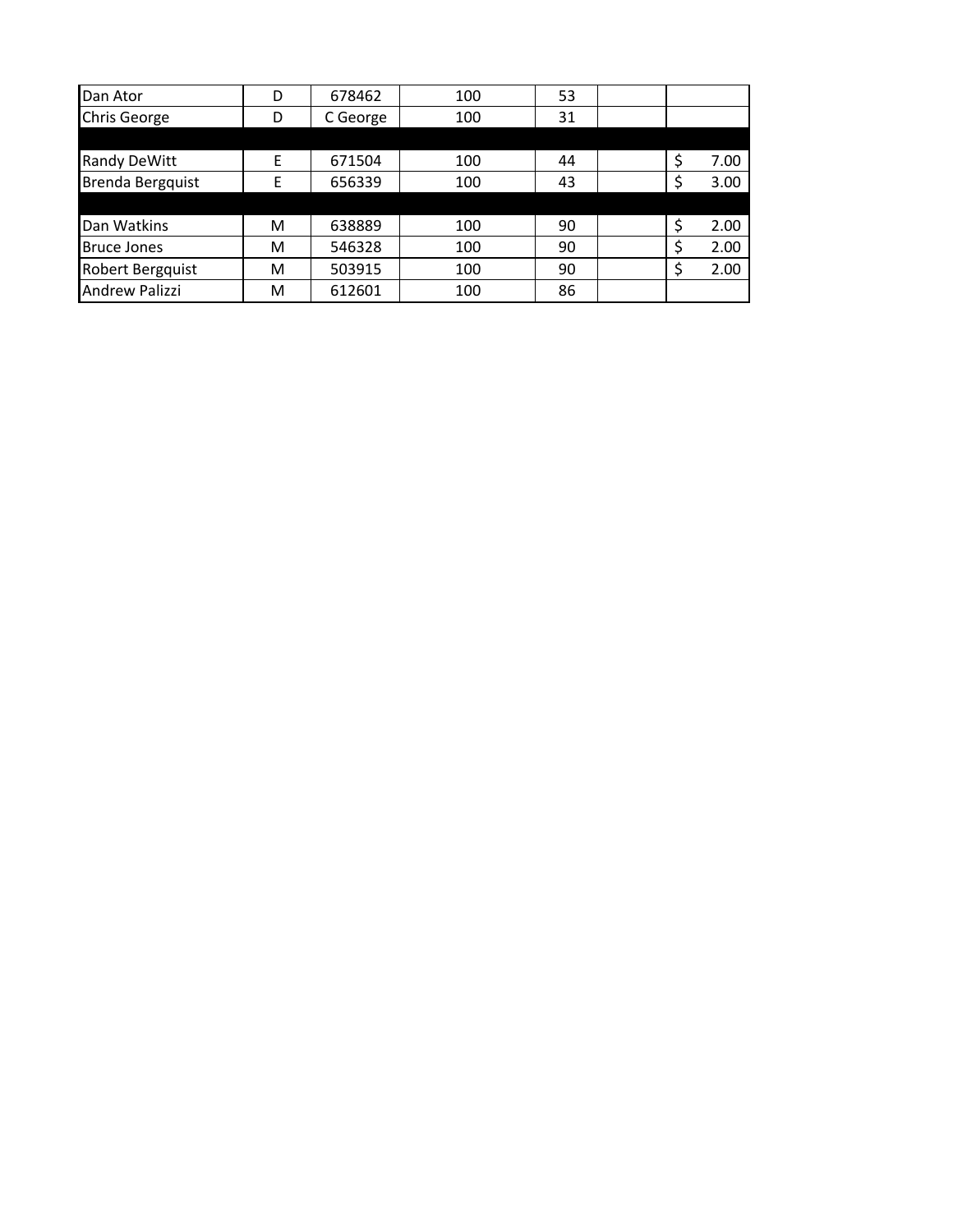| | | | | | | |
|---|---|---|---|---|---|---|
| Dan Ator | D | 678462 | 100 | 53 | | |
| Chris George | D | C George | 100 | 31 | | |
| | | | | | | |
| Randy DeWitt | E | 671504 | 100 | 44 | | $ 7.00 |
| Brenda Bergquist | E | 656339 | 100 | 43 | | $ 3.00 |
| | | | | | | |
| Dan Watkins | M | 638889 | 100 | 90 | | $ 2.00 |
| Bruce Jones | M | 546328 | 100 | 90 | | $ 2.00 |
| Robert Bergquist | M | 503915 | 100 | 90 | | $ 2.00 |
| Andrew Palizzi | M | 612601 | 100 | 86 | | |